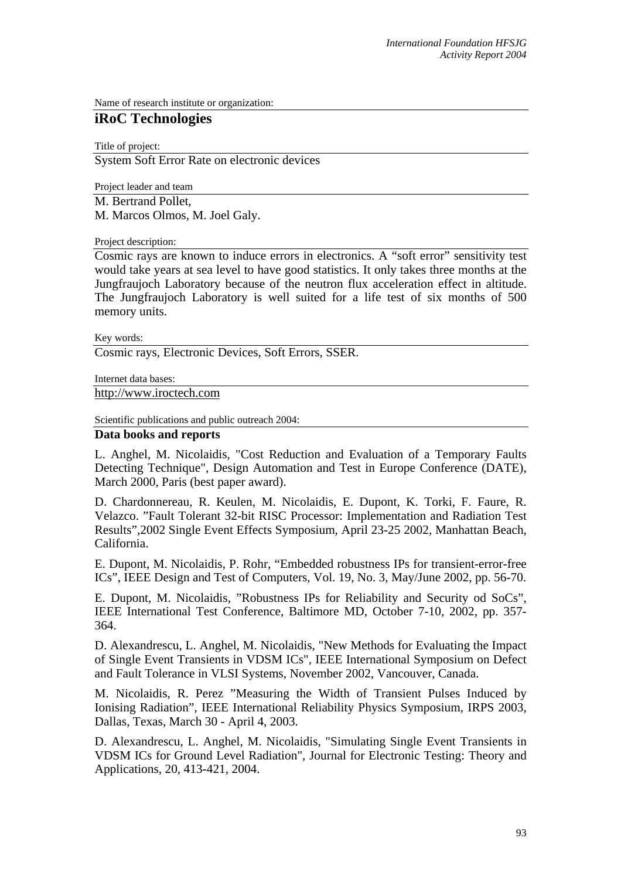Name of research institute or organization:

# iRoC Technologies

Title of project:

System Soft Error Rate on electronic devices

Project leader and team

M. Bertrand Pollet,
M. Marcos Olmos, M. Joel Galy.

Project description:

Cosmic rays are known to induce errors in electronics. A “soft error” sensitivity test would take years at sea level to have good statistics. It only takes three months at the Jungfraujoch Laboratory because of the neutron flux acceleration effect in altitude. The Jungfraujoch Laboratory is well suited for a life test of six months of 500 memory units.

Key words:

Cosmic rays, Electronic Devices, Soft Errors, SSER.

Internet data bases:

http://www.iroctech.com

Scientific publications and public outreach 2004:

**Data books and reports**

L. Anghel, M. Nicolaidis, "Cost Reduction and Evaluation of a Temporary Faults Detecting Technique", Design Automation and Test in Europe Conference (DATE), March 2000, Paris (best paper award).

D. Chardonnereau, R. Keulen, M. Nicolaidis, E. Dupont, K. Torki, F. Faure, R. Velazco. ”Fault Tolerant 32-bit RISC Processor: Implementation and Radiation Test Results”,2002 Single Event Effects Symposium, April 23-25 2002, Manhattan Beach, California.

E. Dupont, M. Nicolaidis, P. Rohr, “Embedded robustness IPs for transient-error-free ICs”, IEEE Design and Test of Computers, Vol. 19, No. 3, May/June 2002, pp. 56-70.

E. Dupont, M. Nicolaidis, ”Robustness IPs for Reliability and Security od SoCs”, IEEE International Test Conference, Baltimore MD, October 7-10, 2002, pp. 357-364.

D. Alexandrescu, L. Anghel, M. Nicolaidis, "New Methods for Evaluating the Impact of Single Event Transients in VDSM ICs", IEEE International Symposium on Defect and Fault Tolerance in VLSI Systems, November 2002, Vancouver, Canada.

M. Nicolaidis, R. Perez ”Measuring the Width of Transient Pulses Induced by Ionising Radiation”, IEEE International Reliability Physics Symposium, IRPS 2003, Dallas, Texas, March 30 - April 4, 2003.

D. Alexandrescu, L. Anghel, M. Nicolaidis, "Simulating Single Event Transients in VDSM ICs for Ground Level Radiation", Journal for Electronic Testing: Theory and Applications, 20, 413-421, 2004.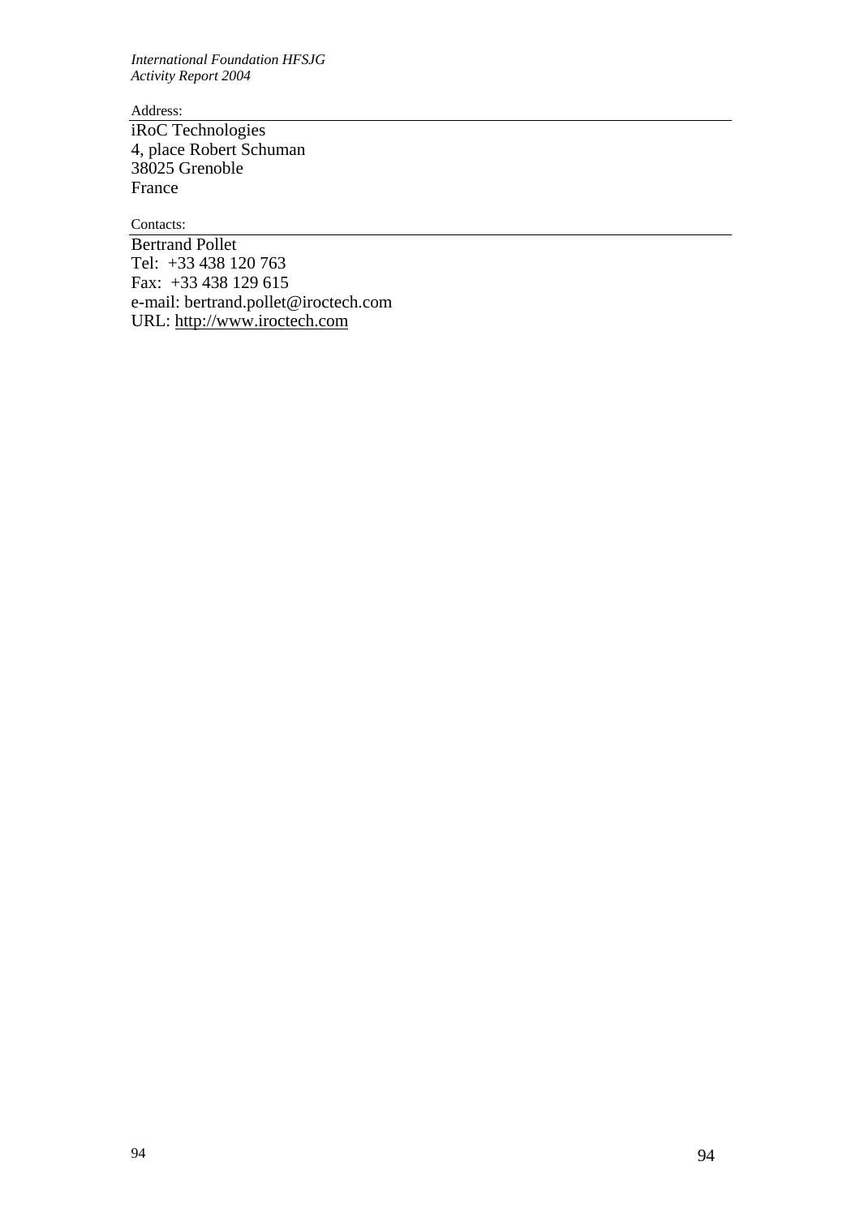Address:

iRoC Technologies
4, place Robert Schuman
38025 Grenoble
France

Contacts:

Bertrand Pollet
Tel: +33 438 120 763
Fax: +33 438 129 615
e-mail: bertrand.pollet@iroctech.com
URL: http://www.iroctech.com